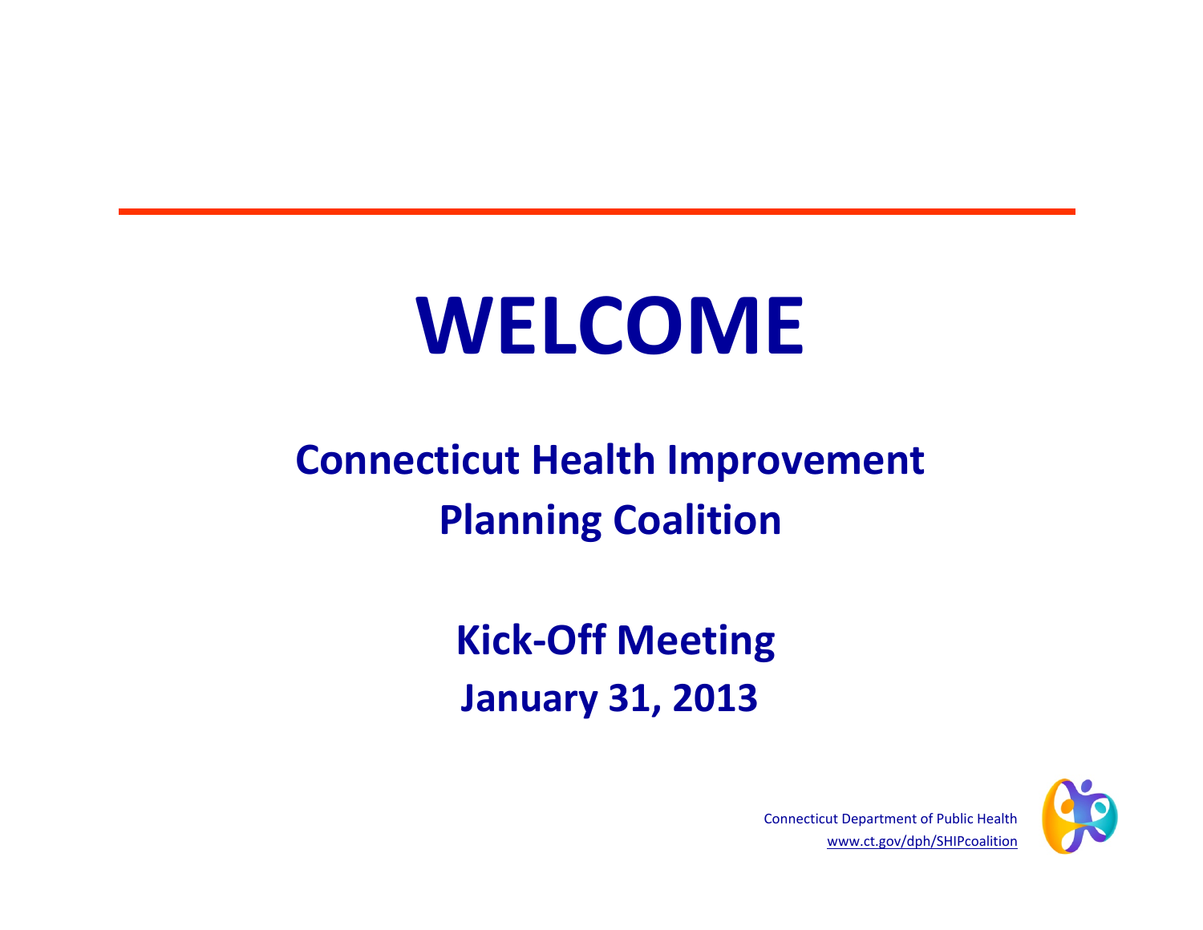# WELCOME

## Connecticut Health Improvement Planning Coalition

**Kick-Off Meeting**
**January 31, 2013**

Connecticut Department of Public Health
www.ct.gov/dph/SHIPcoalition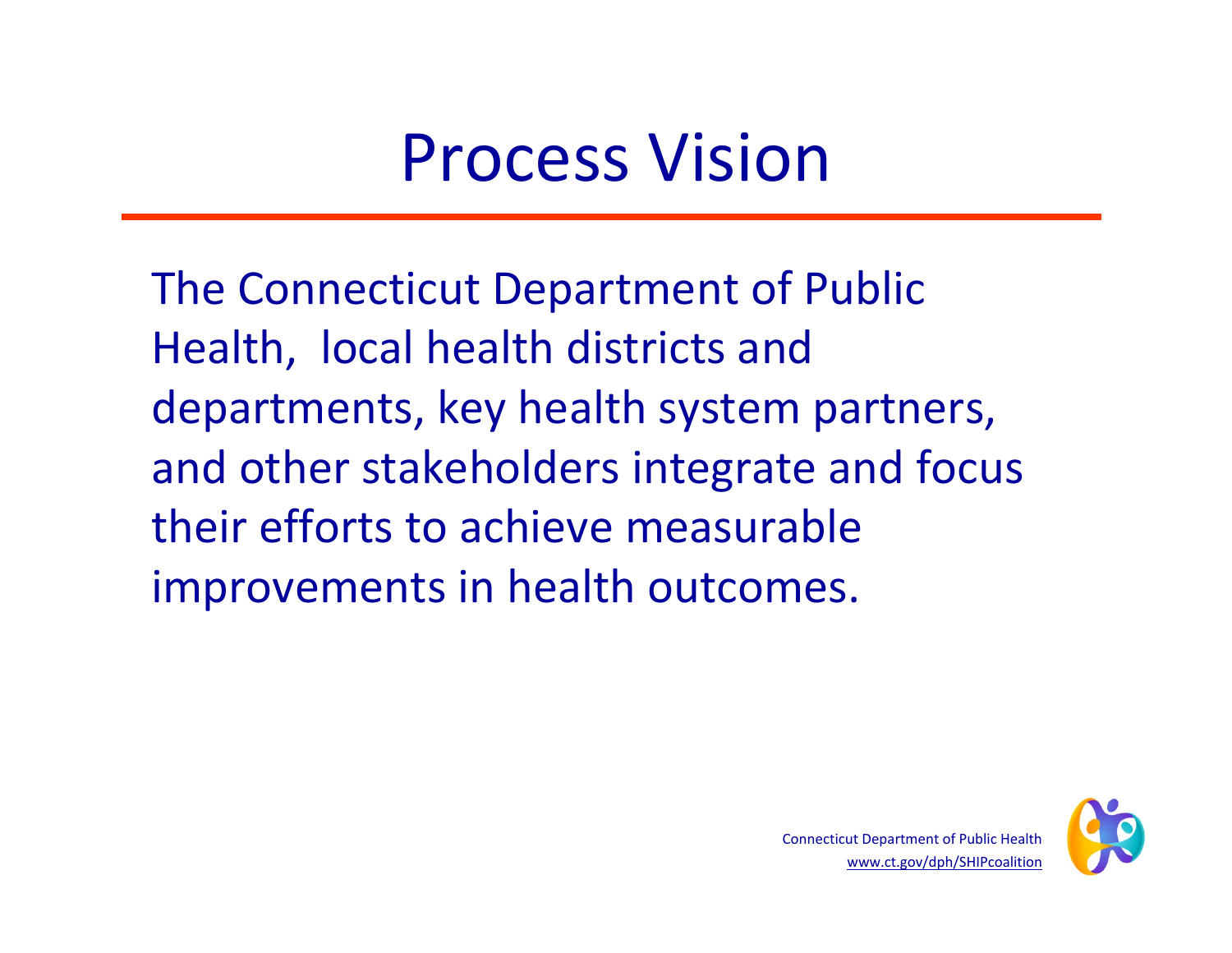# Process Vision

The Connecticut Department of Public Health, local health districts and departments, key health system partners, and other stakeholders integrate and focus their efforts to achieve measurable improvements in health outcomes.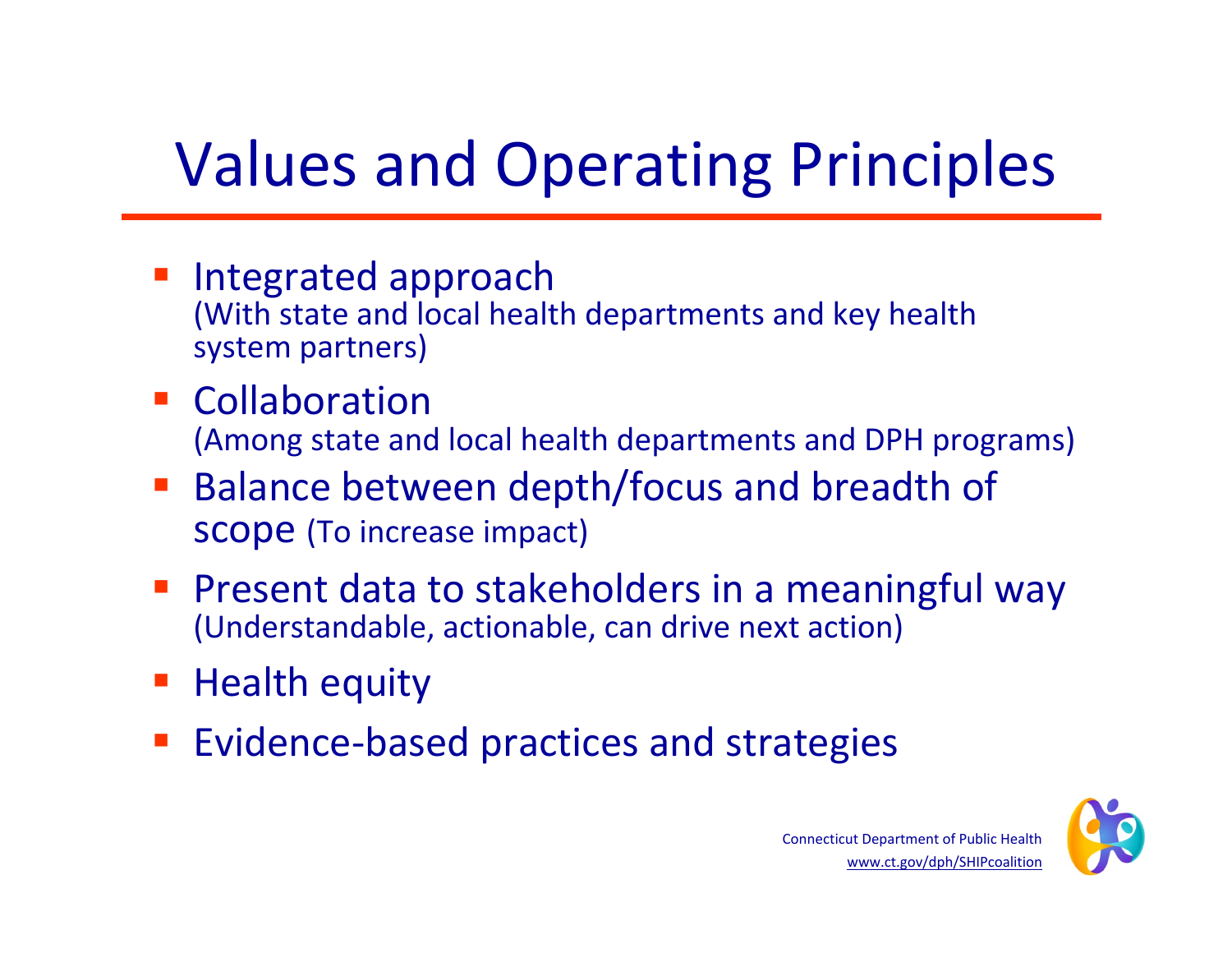# Values and Operating Principles

- Integrated approach
  (With state and local health departments and key health system partners)
- Collaboration
  (Among state and local health departments and DPH programs)
- Balance between depth/focus and breadth of scope (To increase impact)
- Present data to stakeholders in a meaningful way
  (Understandable, actionable, can drive next action)
- Health equity
- Evidence-based practices and strategies

Connecticut Department of Public Health
www.ct.gov/dph/SHIPcoalition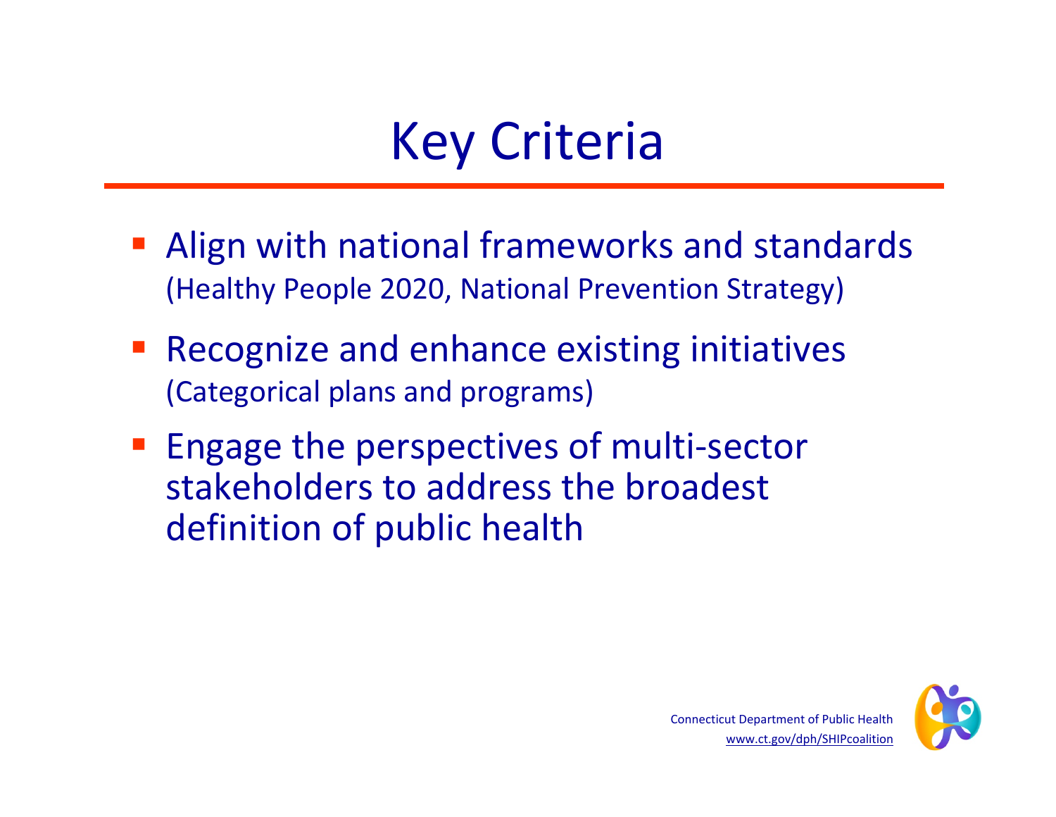# Key Criteria

- Align with national frameworks and standards (Healthy People 2020, National Prevention Strategy)
- Recognize and enhance existing initiatives (Categorical plans and programs)
- Engage the perspectives of multi-sector stakeholders to address the broadest definition of public health

Connecticut Department of Public Health
www.ct.gov/dph/SHIPcoalition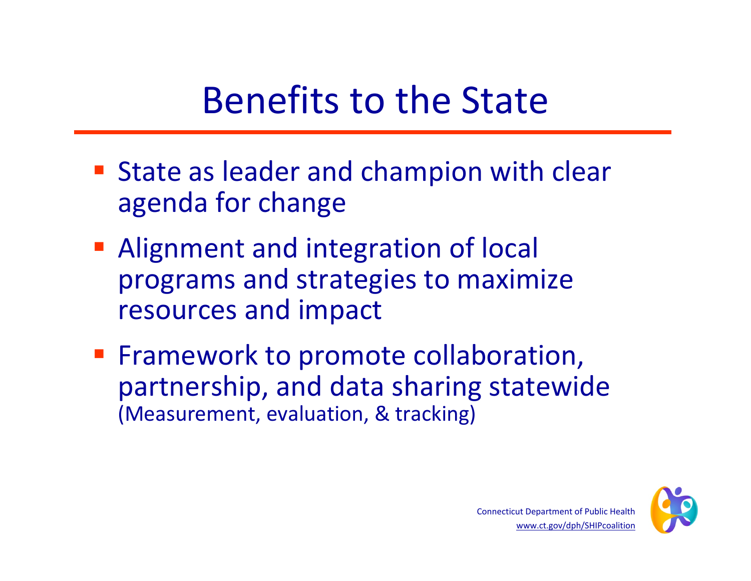# Benefits to the State

- State as leader and champion with clear agenda for change
- Alignment and integration of local programs and strategies to maximize resources and impact
- Framework to promote collaboration, partnership, and data sharing statewide (Measurement, evaluation, & tracking)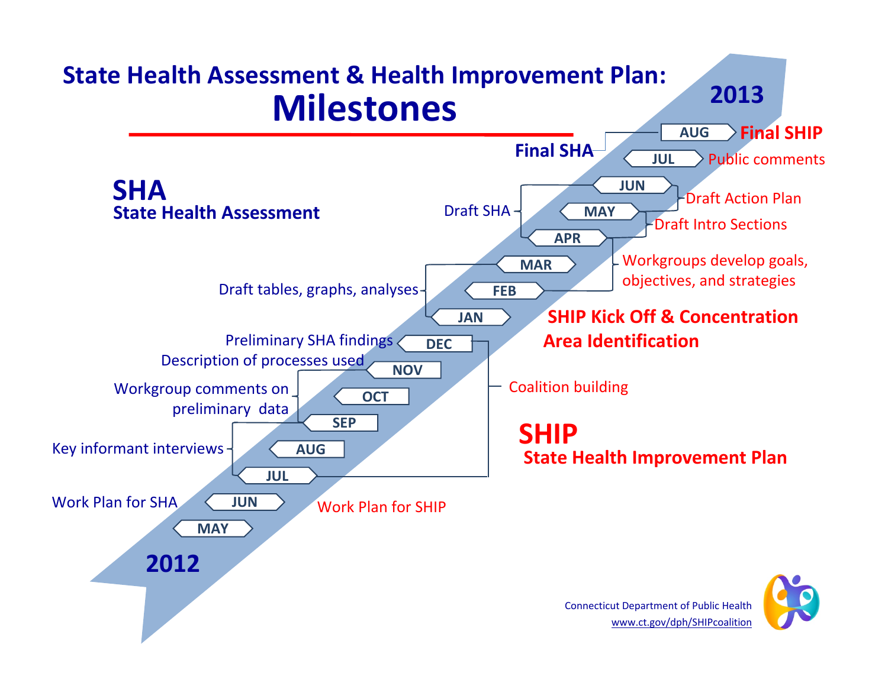# State Health Assessment & Health Improvement Plan: Milestones

**SHA**
**State Health Assessment**

**SHIP**
**State Health Improvement Plan**

2012

MAY

JUN — Work Plan for SHA; Work Plan for SHIP

JUL

AUG

SEP

OCT

NOV

DEC

Key informant interviews (JUL–SEP)

Workgroup comments on preliminary data (SEP–NOV)

Preliminary SHA findings (DEC)

Description of processes used (DEC)

Coalition building (JUL–DEC)

JAN — SHIP Kick Off & Concentration Area Identification

FEB

MAR

Draft tables, graphs, analyses (JAN–MAR)

Workgroups develop goals, objectives, and strategies (FEB–APR)

APR

MAY

JUN

Draft SHA (APR–JUN)

Draft Intro Sections (APR–MAY)

Draft Action Plan (MAY–JUN)

JUL — Public comments

AUG — Final SHA; Final SHIP

2013

Connecticut Department of Public Health
www.ct.gov/dph/SHIPcoalition